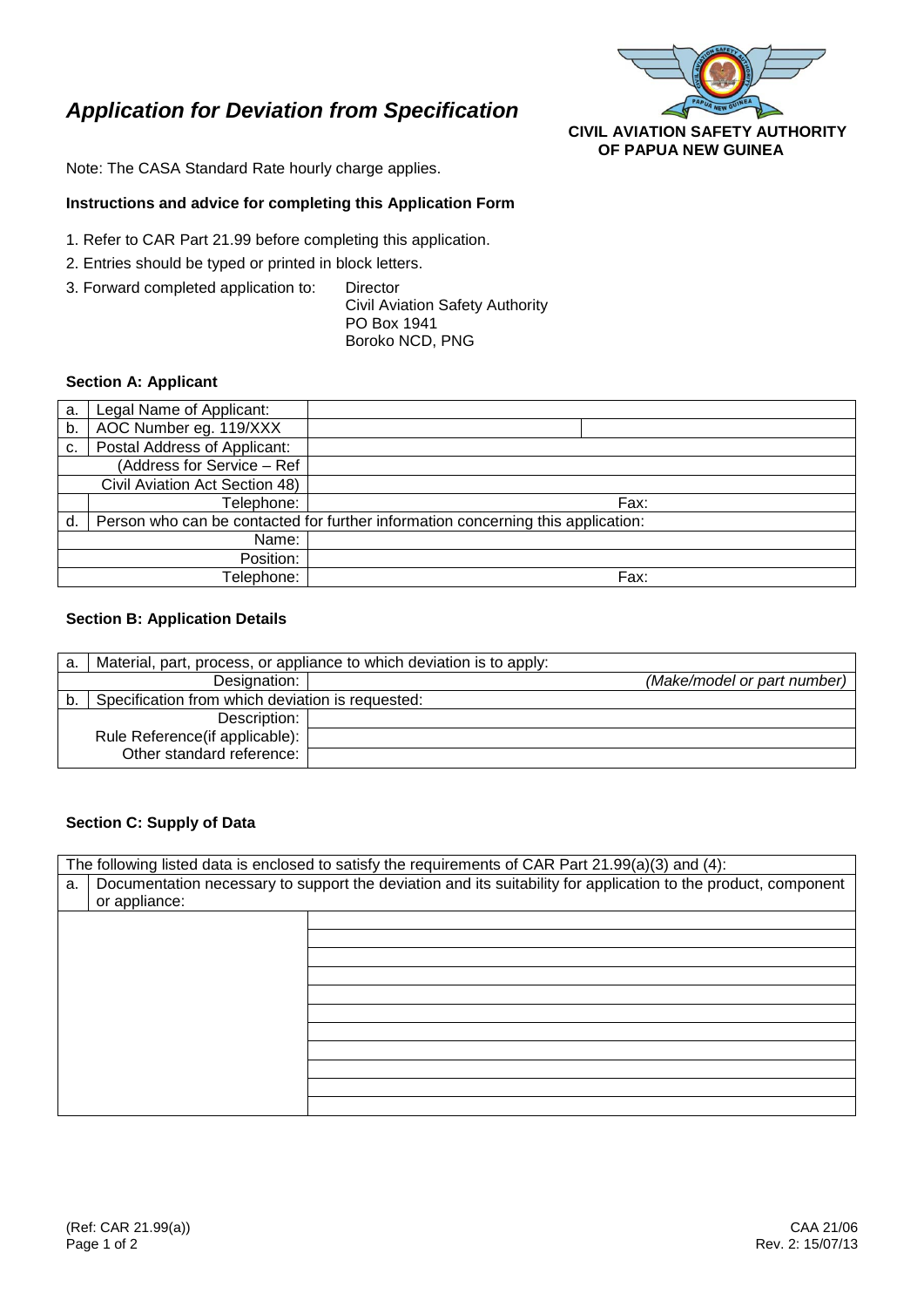# *Application for Deviation from Specification*

**CIVIL AVIATION SAFETY AUTHORITY OF PAPUA NEW GUINEA**

Note: The CASA Standard Rate hourly charge applies.

**Instructions and advice for completing this Application Form**

1. Refer to CAR Part 21.99 before completing this application.
2. Entries should be typed or printed in block letters.
3. Forward completed application to: Director
   Civil Aviation Safety Authority
   PO Box 1941
   Boroko NCD, PNG

**Section A: Applicant**

| | | | |
|---|---|---|---|
| a. | Legal Name of Applicant: | | |
| b. | AOC Number eg. 119/XXX | | |
| c. | Postal Address of Applicant: | | |
| | (Address for Service – Ref | | |
| | Civil Aviation Act Section 48) | | |
| | Telephone: | | Fax: |
| d. | Person who can be contacted for further information concerning this application: | | |
| | Name: | | |
| | Position: | | |
| | Telephone: | | Fax: |

**Section B: Application Details**

| | | |
|---|---|---|
| a. | Material, part, process, or appliance to which deviation is to apply: | |
| | Designation: | *(Make/model or part number)* |
| b. | Specification from which deviation is requested: | |
| | Description: | |
| | Rule Reference(if applicable): | |
| | Other standard reference: | |

**Section C: Supply of Data**

| | | |
|---|---|---|
| The following listed data is enclosed to satisfy the requirements of CAR Part 21.99(a)(3) and (4): | | |
| a. | Documentation necessary to support the deviation and its suitability for application to the product, component or appliance: | |
| | | |
| | | |
| | | |
| | | |
| | | |
| | | |
| | | |
| | | |
| | | |
| | | |
| | | |

(Ref: CAR 21.99(a))

CAA 21/06
Rev. 2: 15/07/13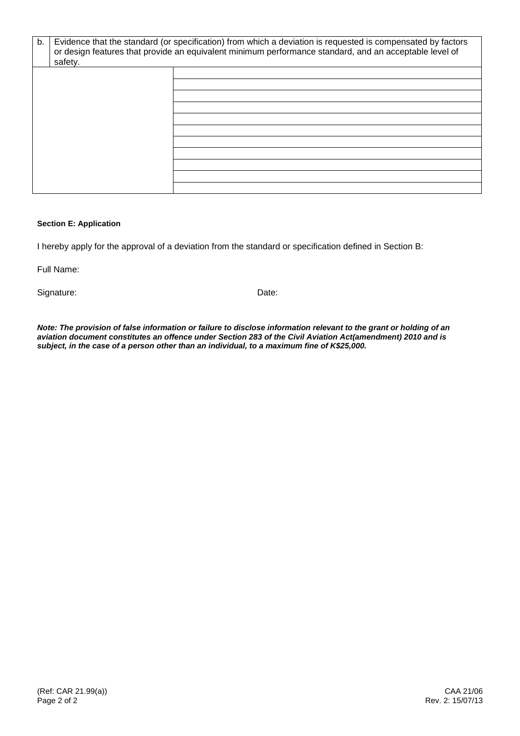| b. | Evidence that the standard (or specification) from which a deviation is requested is compensated by factors or design features that provide an equivalent minimum performance standard, and an acceptable level of safety. |
|---|---|
| | |
| | |
| | |
| | |
| | |
| | |
| | |
| | |
| | |
| | |
| | |

**Section E: Application**

I hereby apply for the approval of a deviation from the standard or specification defined in Section B:

Full Name:

Signature: Date:

***Note: The provision of false information or failure to disclose information relevant to the grant or holding of an aviation document constitutes an offence under Section 283 of the Civil Aviation Act(amendment) 2010 and is subject, in the case of a person other than an individual, to a maximum fine of K$25,000.***

(Ref: CAR 21.99(a))

CAA 21/06
Rev. 2: 15/07/13